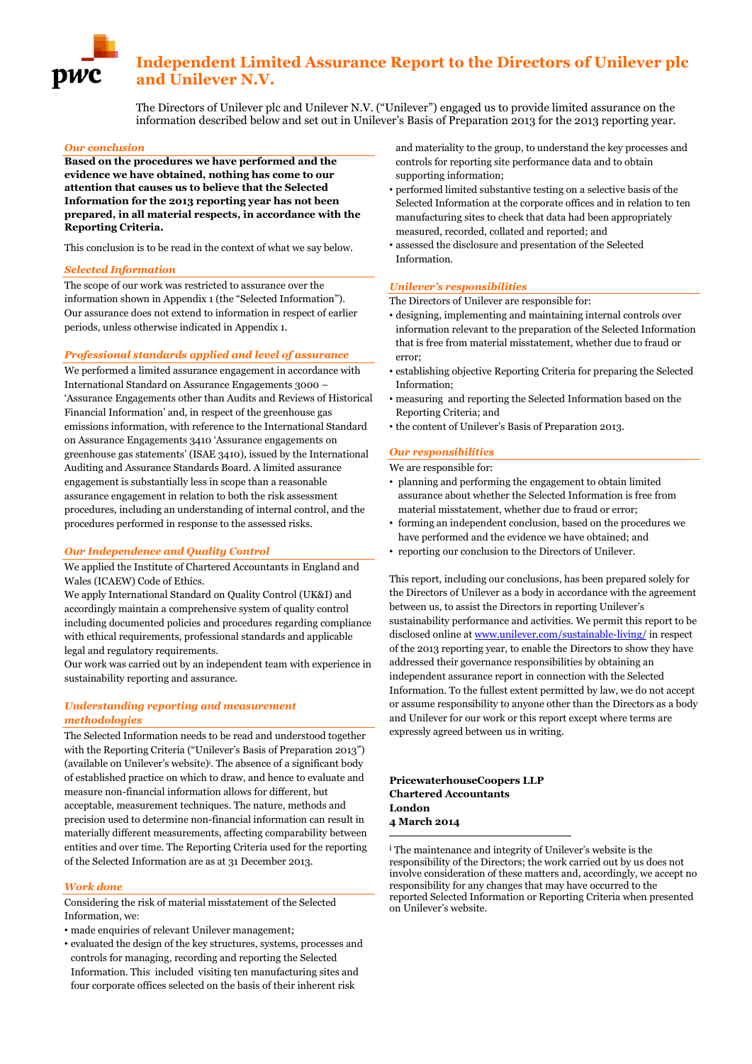# Independent Limited Assurance Report to the Directors of Unilever plc and Unilever N.V.

The Directors of Unilever plc and Unilever N.V. ("Unilever") engaged us to provide limited assurance on the information described below and set out in Unilever's Basis of Preparation 2013 for the 2013 reporting year.

### *Our conclusion*

**Based on the procedures we have performed and the evidence we have obtained, nothing has come to our attention that causes us to believe that the Selected Information for the 2013 reporting year has not been prepared, in all material respects, in accordance with the Reporting Criteria.**

This conclusion is to be read in the context of what we say below.

### *Selected Information*

The scope of our work was restricted to assurance over the information shown in Appendix 1 (the "Selected Information"). Our assurance does not extend to information in respect of earlier periods, unless otherwise indicated in Appendix 1.

### *Professional standards applied and level of assurance*

We performed a limited assurance engagement in accordance with International Standard on Assurance Engagements 3000 – 'Assurance Engagements other than Audits and Reviews of Historical Financial Information' and, in respect of the greenhouse gas emissions information, with reference to the International Standard on Assurance Engagements 3410 'Assurance engagements on greenhouse gas statements' (ISAE 3410), issued by the International Auditing and Assurance Standards Board. A limited assurance engagement is substantially less in scope than a reasonable assurance engagement in relation to both the risk assessment procedures, including an understanding of internal control, and the procedures performed in response to the assessed risks.

### *Our Independence and Quality Control*

We applied the Institute of Chartered Accountants in England and Wales (ICAEW) Code of Ethics.

We apply International Standard on Quality Control (UK&I) and accordingly maintain a comprehensive system of quality control including documented policies and procedures regarding compliance with ethical requirements, professional standards and applicable legal and regulatory requirements.

Our work was carried out by an independent team with experience in sustainability reporting and assurance.

### *Understanding reporting and measurement methodologies*

The Selected Information needs to be read and understood together with the Reporting Criteria ("Unilever's Basis of Preparation 2013") (available on Unilever's website)[i]. The absence of a significant body of established practice on which to draw, and hence to evaluate and measure non-financial information allows for different, but acceptable, measurement techniques. The nature, methods and precision used to determine non-financial information can result in materially different measurements, affecting comparability between entities and over time. The Reporting Criteria used for the reporting of the Selected Information are as at 31 December 2013.

### *Work done*

Considering the risk of material misstatement of the Selected Information, we:

- made enquiries of relevant Unilever management;
- evaluated the design of the key structures, systems, processes and controls for managing, recording and reporting the Selected Information. This included visiting ten manufacturing sites and four corporate offices selected on the basis of their inherent risk and materiality to the group, to understand the key processes and controls for reporting site performance data and to obtain supporting information;
- performed limited substantive testing on a selective basis of the Selected Information at the corporate offices and in relation to ten manufacturing sites to check that data had been appropriately measured, recorded, collated and reported; and
- assessed the disclosure and presentation of the Selected Information.

### *Unilever's responsibilities*

The Directors of Unilever are responsible for:

- designing, implementing and maintaining internal controls over information relevant to the preparation of the Selected Information that is free from material misstatement, whether due to fraud or error;
- establishing objective Reporting Criteria for preparing the Selected Information;
- measuring and reporting the Selected Information based on the Reporting Criteria; and
- the content of Unilever's Basis of Preparation 2013.

### *Our responsibilities*

We are responsible for:

- planning and performing the engagement to obtain limited assurance about whether the Selected Information is free from material misstatement, whether due to fraud or error;
- forming an independent conclusion, based on the procedures we have performed and the evidence we have obtained; and
- reporting our conclusion to the Directors of Unilever.

This report, including our conclusions, has been prepared solely for the Directors of Unilever as a body in accordance with the agreement between us, to assist the Directors in reporting Unilever's sustainability performance and activities. We permit this report to be disclosed online at www.unilever.com/sustainable-living/ in respect of the 2013 reporting year, to enable the Directors to show they have addressed their governance responsibilities by obtaining an independent assurance report in connection with the Selected Information. To the fullest extent permitted by law, we do not accept or assume responsibility to anyone other than the Directors as a body and Unilever for our work or this report except where terms are expressly agreed between us in writing.

**PricewaterhouseCoopers LLP**
**Chartered Accountants**
**London**
**4 March 2014**

---

[i] The maintenance and integrity of Unilever's website is the responsibility of the Directors; the work carried out by us does not involve consideration of these matters and, accordingly, we accept no responsibility for any changes that may have occurred to the reported Selected Information or Reporting Criteria when presented on Unilever's website.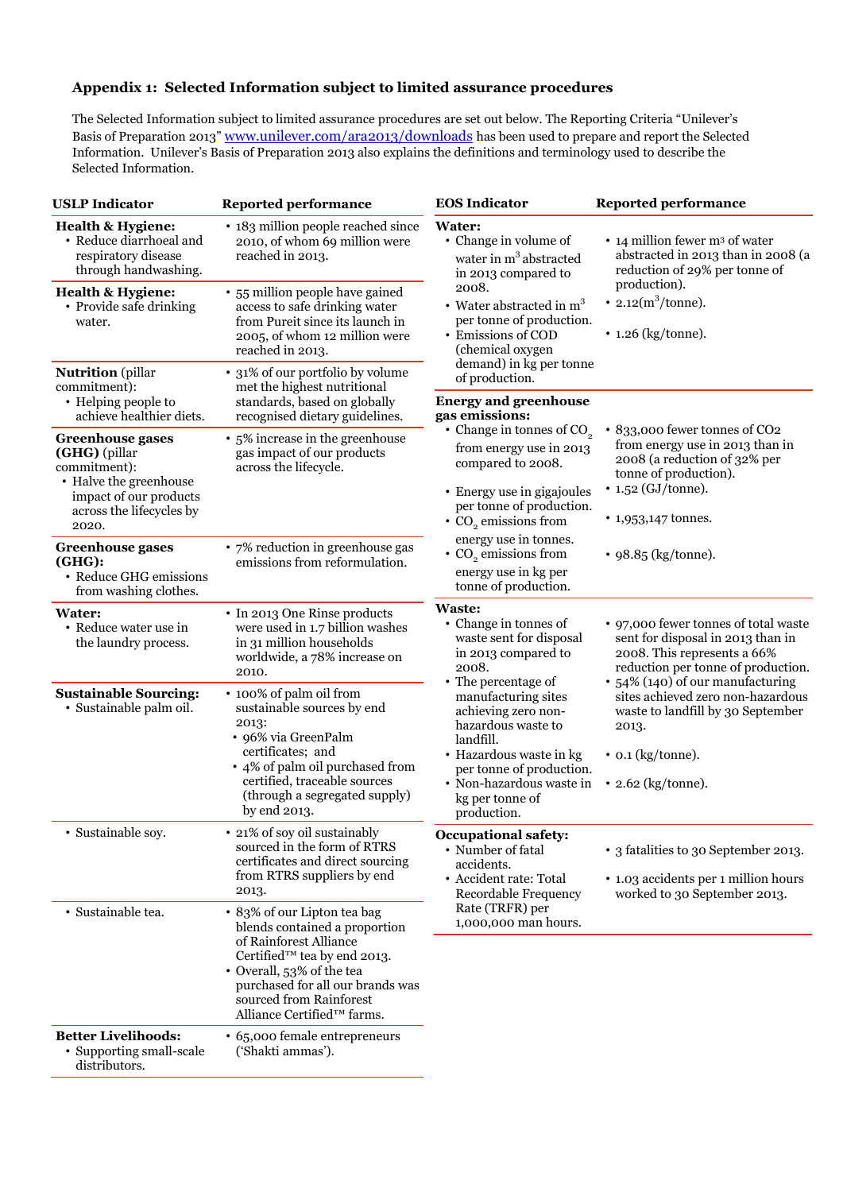## Appendix 1: Selected Information subject to limited assurance procedures

The Selected Information subject to limited assurance procedures are set out below. The Reporting Criteria "Unilever's Basis of Preparation 2013" www.unilever.com/ara2013/downloads has been used to prepare and report the Selected Information. Unilever's Basis of Preparation 2013 also explains the definitions and terminology used to describe the Selected Information.

| USLP Indicator | Reported performance |
|---|---|
| **Health & Hygiene:** <br>• Reduce diarrhoeal and respiratory disease through handwashing. | • 183 million people reached since 2010, of whom 69 million were reached in 2013. |
| **Health & Hygiene:** <br>• Provide safe drinking water. | • 55 million people have gained access to safe drinking water from Pureit since its launch in 2005, of whom 12 million were reached in 2013. |
| **Nutrition** (pillar commitment): <br>• Helping people to achieve healthier diets. | • 31% of our portfolio by volume met the highest nutritional standards, based on globally recognised dietary guidelines. |
| **Greenhouse gases (GHG)** (pillar commitment): <br>• Halve the greenhouse impact of our products across the lifecycles by 2020. | • 5% increase in the greenhouse gas impact of our products across the lifecycle. |
| **Greenhouse gases (GHG):** <br>• Reduce GHG emissions from washing clothes. | • 7% reduction in greenhouse gas emissions from reformulation. |
| **Water:** <br>• Reduce water use in the laundry process. | • In 2013 One Rinse products were used in 1.7 billion washes in 31 million households worldwide, a 78% increase on 2010. |
| **Sustainable Sourcing:** <br>• Sustainable palm oil. | • 100% of palm oil from sustainable sources by end 2013: <br>  • 96% via GreenPalm certificates; and <br>  • 4% of palm oil purchased from certified, traceable sources (through a segregated supply) by end 2013. |
| • Sustainable soy. | • 21% of soy oil sustainably sourced in the form of RTRS certificates and direct sourcing from RTRS suppliers by end 2013. |
| • Sustainable tea. | • 83% of our Lipton tea bag blends contained a proportion of Rainforest Alliance Certified™ tea by end 2013. <br>• Overall, 53% of the tea purchased for all our brands was sourced from Rainforest Alliance Certified™ farms. |
| **Better Livelihoods:** <br>• Supporting small-scale distributors. | • 65,000 female entrepreneurs ('Shakti ammas'). |

| EOS Indicator | Reported performance |
|---|---|
| **Water:** <br>• Change in volume of water in $m^3$ abstracted in 2013 compared to 2008. | • 14 million fewer $m^3$ of water abstracted in 2013 than in 2008 (a reduction of 29% per tonne of production). |
| • Water abstracted in $m^3$ per tonne of production. | • 2.12($m^3$/tonne). |
| • Emissions of COD (chemical oxygen demand) in kg per tonne of production. | • 1.26 (kg/tonne). |
| **Energy and greenhouse gas emissions:** <br>• Change in tonnes of $CO_2$ from energy use in 2013 compared to 2008. | • 833,000 fewer tonnes of CO2 from energy use in 2013 than in 2008 (a reduction of 32% per tonne of production). |
| • Energy use in gigajoules per tonne of production. | • 1.52 (GJ/tonne). |
| • $CO_2$ emissions from energy use in tonnes. | • 1,953,147 tonnes. |
| • $CO_2$ emissions from energy use in kg per tonne of production. | • 98.85 (kg/tonne). |
| **Waste:** <br>• Change in tonnes of waste sent for disposal in 2013 compared to 2008. | • 97,000 fewer tonnes of total waste sent for disposal in 2013 than in 2008. This represents a 66% reduction per tonne of production. |
| • The percentage of manufacturing sites achieving zero non-hazardous waste to landfill. | • 54% (140) of our manufacturing sites achieved zero non-hazardous waste to landfill by 30 September 2013. |
| • Hazardous waste in kg per tonne of production. | • 0.1 (kg/tonne). |
| • Non-hazardous waste in kg per tonne of production. | • 2.62 (kg/tonne). |
| **Occupational safety:** <br>• Number of fatal accidents. | • 3 fatalities to 30 September 2013. |
| • Accident rate: Total Recordable Frequency Rate (TRFR) per 1,000,000 man hours. | • 1.03 accidents per 1 million hours worked to 30 September 2013. |